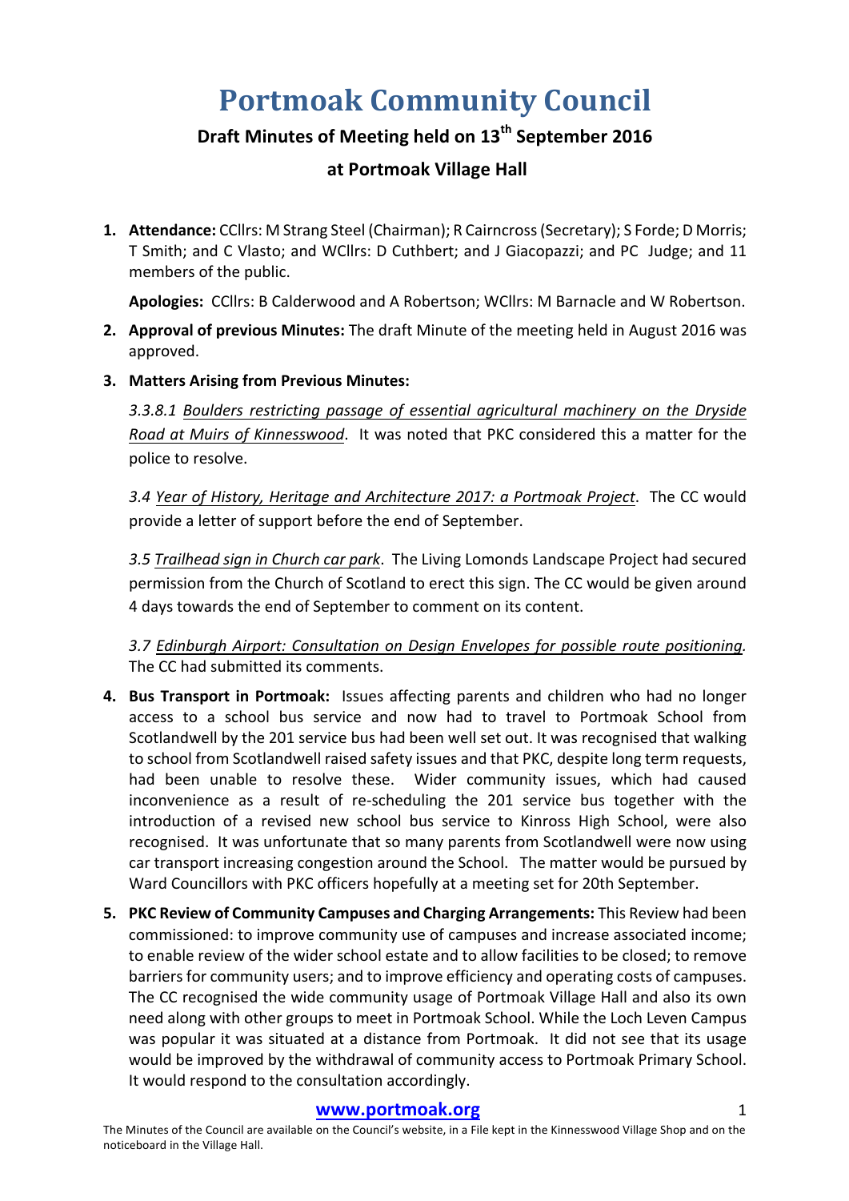# Portmoak Community Council

## Draft Minutes of Meeting held on 13th September 2016

## at Portmoak Village Hall

1. **Attendance:** CCllrs: M Strang Steel (Chairman); R Cairncross (Secretary); S Forde; D Morris; T Smith; and C Vlasto; and WCllrs: D Cuthbert; and J Giacopazzi; and PC Judge; and 11 members of the public.

   **Apologies:** CCllrs: B Calderwood and A Robertson; WCllrs: M Barnacle and W Robertson.

2. **Approval of previous Minutes:** The draft Minute of the meeting held in August 2016 was approved.

3. **Matters Arising from Previous Minutes:**

   *3.3.8.1 Boulders restricting passage of essential agricultural machinery on the Dryside Road at Muirs of Kinnesswood*. It was noted that PKC considered this a matter for the police to resolve.

   *3.4 Year of History, Heritage and Architecture 2017: a Portmoak Project*. The CC would provide a letter of support before the end of September.

   *3.5 Trailhead sign in Church car park*. The Living Lomonds Landscape Project had secured permission from the Church of Scotland to erect this sign. The CC would be given around 4 days towards the end of September to comment on its content.

   *3.7 Edinburgh Airport: Consultation on Design Envelopes for possible route positioning*. The CC had submitted its comments.

4. **Bus Transport in Portmoak:** Issues affecting parents and children who had no longer access to a school bus service and now had to travel to Portmoak School from Scotlandwell by the 201 service bus had been well set out. It was recognised that walking to school from Scotlandwell raised safety issues and that PKC, despite long term requests, had been unable to resolve these. Wider community issues, which had caused inconvenience as a result of re-scheduling the 201 service bus together with the introduction of a revised new school bus service to Kinross High School, were also recognised. It was unfortunate that so many parents from Scotlandwell were now using car transport increasing congestion around the School. The matter would be pursued by Ward Councillors with PKC officers hopefully at a meeting set for 20th September.

5. **PKC Review of Community Campuses and Charging Arrangements:** This Review had been commissioned: to improve community use of campuses and increase associated income; to enable review of the wider school estate and to allow facilities to be closed; to remove barriers for community users; and to improve efficiency and operating costs of campuses. The CC recognised the wide community usage of Portmoak Village Hall and also its own need along with other groups to meet in Portmoak School. While the Loch Leven Campus was popular it was situated at a distance from Portmoak. It did not see that its usage would be improved by the withdrawal of community access to Portmoak Primary School. It would respond to the consultation accordingly.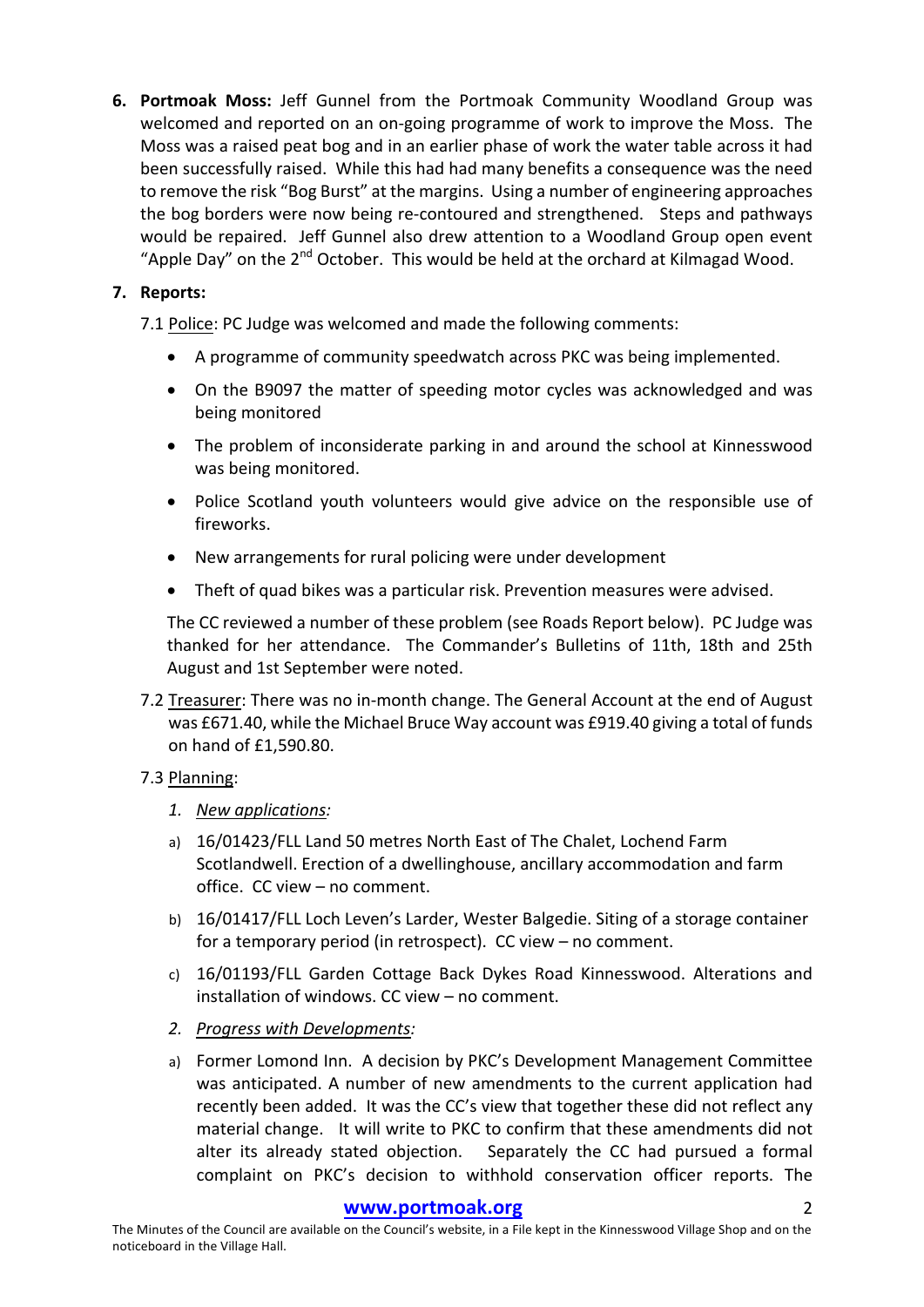6. **Portmoak Moss:** Jeff Gunnel from the Portmoak Community Woodland Group was welcomed and reported on an on-going programme of work to improve the Moss. The Moss was a raised peat bog and in an earlier phase of work the water table across it had been successfully raised. While this had had many benefits a consequence was the need to remove the risk "Bog Burst" at the margins. Using a number of engineering approaches the bog borders were now being re-contoured and strengthened. Steps and pathways would be repaired. Jeff Gunnel also drew attention to a Woodland Group open event "Apple Day" on the 2nd October. This would be held at the orchard at Kilmagad Wood.

7. **Reports:**

   7.1 Police: PC Judge was welcomed and made the following comments:

   - A programme of community speedwatch across PKC was being implemented.
   - On the B9097 the matter of speeding motor cycles was acknowledged and was being monitored
   - The problem of inconsiderate parking in and around the school at Kinnesswood was being monitored.
   - Police Scotland youth volunteers would give advice on the responsible use of fireworks.
   - New arrangements for rural policing were under development
   - Theft of quad bikes was a particular risk. Prevention measures were advised.

   The CC reviewed a number of these problem (see Roads Report below). PC Judge was thanked for her attendance. The Commander's Bulletins of 11th, 18th and 25th August and 1st September were noted.

   7.2 Treasurer: There was no in-month change. The General Account at the end of August was £671.40, while the Michael Bruce Way account was £919.40 giving a total of funds on hand of £1,590.80.

   7.3 Planning:

   1. *New applications:*

   a) 16/01423/FLL Land 50 metres North East of The Chalet, Lochend Farm Scotlandwell. Erection of a dwellinghouse, ancillary accommodation and farm office. CC view – no comment.

   b) 16/01417/FLL Loch Leven's Larder, Wester Balgedie. Siting of a storage container for a temporary period (in retrospect). CC view – no comment.

   c) 16/01193/FLL Garden Cottage Back Dykes Road Kinnesswood. Alterations and installation of windows. CC view – no comment.

   2. *Progress with Developments:*

   a) Former Lomond Inn. A decision by PKC's Development Management Committee was anticipated. A number of new amendments to the current application had recently been added. It was the CC's view that together these did not reflect any material change. It will write to PKC to confirm that these amendments did not alter its already stated objection. Separately the CC had pursued a formal complaint on PKC's decision to withhold conservation officer reports. The

The Minutes of the Council are available on the Council's website, in a File kept in the Kinnesswood Village Shop and on the noticeboard in the Village Hall.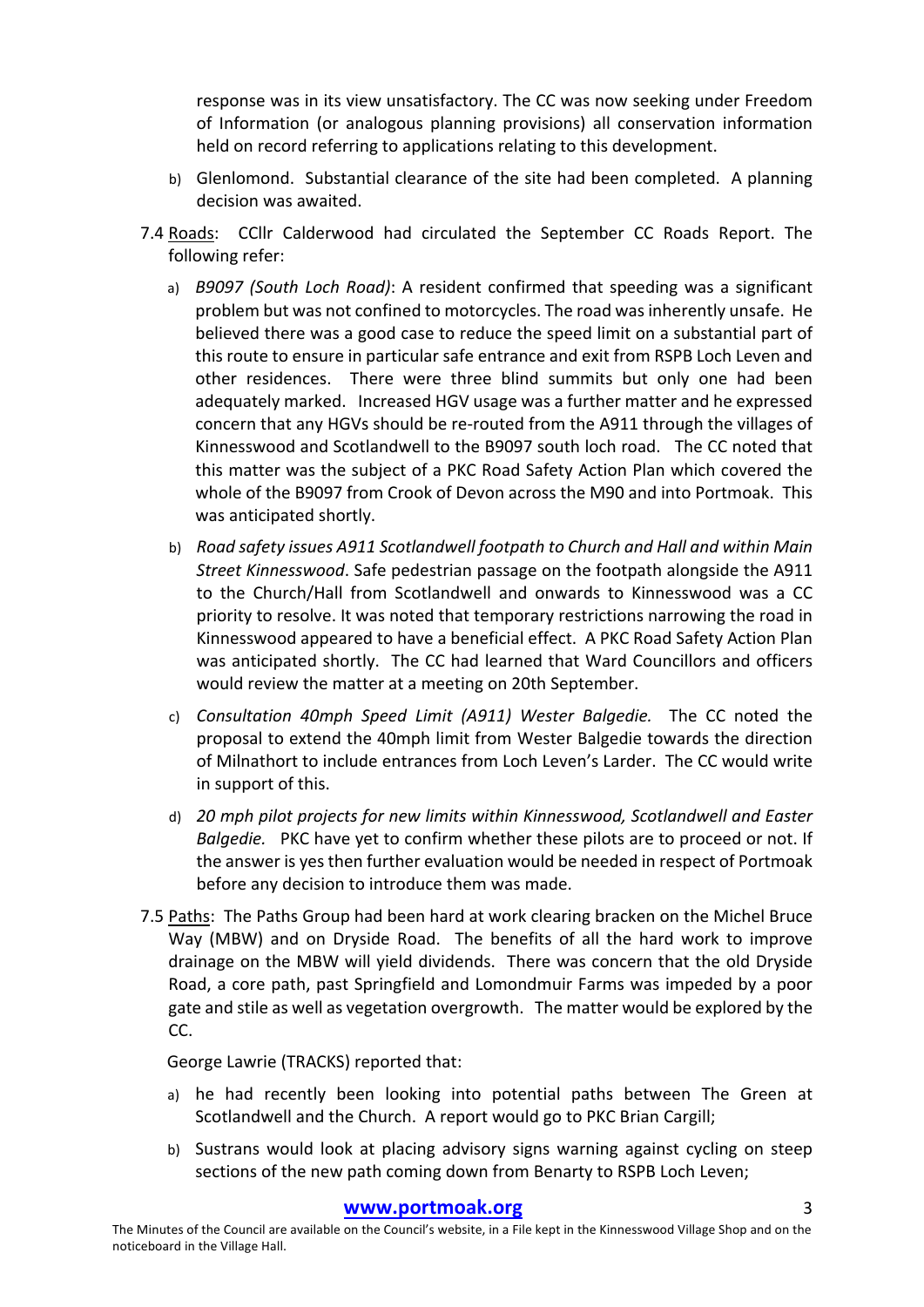response was in its view unsatisfactory. The CC was now seeking under Freedom of Information (or analogous planning provisions) all conservation information held on record referring to applications relating to this development.

b) Glenlomond. Substantial clearance of the site had been completed. A planning decision was awaited.

7.4 <u>Roads</u>: CCllr Calderwood had circulated the September CC Roads Report. The following refer:

a) *B9097 (South Loch Road)*: A resident confirmed that speeding was a significant problem but was not confined to motorcycles. The road was inherently unsafe. He believed there was a good case to reduce the speed limit on a substantial part of this route to ensure in particular safe entrance and exit from RSPB Loch Leven and other residences. There were three blind summits but only one had been adequately marked. Increased HGV usage was a further matter and he expressed concern that any HGVs should be re-routed from the A911 through the villages of Kinnesswood and Scotlandwell to the B9097 south loch road. The CC noted that this matter was the subject of a PKC Road Safety Action Plan which covered the whole of the B9097 from Crook of Devon across the M90 and into Portmoak. This was anticipated shortly.

b) *Road safety issues A911 Scotlandwell footpath to Church and Hall and within Main Street Kinnesswood*. Safe pedestrian passage on the footpath alongside the A911 to the Church/Hall from Scotlandwell and onwards to Kinnesswood was a CC priority to resolve. It was noted that temporary restrictions narrowing the road in Kinnesswood appeared to have a beneficial effect. A PKC Road Safety Action Plan was anticipated shortly. The CC had learned that Ward Councillors and officers would review the matter at a meeting on 20th September.

c) *Consultation 40mph Speed Limit (A911) Wester Balgedie.* The CC noted the proposal to extend the 40mph limit from Wester Balgedie towards the direction of Milnathort to include entrances from Loch Leven's Larder. The CC would write in support of this.

d) *20 mph pilot projects for new limits within Kinnesswood, Scotlandwell and Easter Balgedie.* PKC have yet to confirm whether these pilots are to proceed or not. If the answer is yes then further evaluation would be needed in respect of Portmoak before any decision to introduce them was made.

7.5 <u>Paths</u>: The Paths Group had been hard at work clearing bracken on the Michel Bruce Way (MBW) and on Dryside Road. The benefits of all the hard work to improve drainage on the MBW will yield dividends. There was concern that the old Dryside Road, a core path, past Springfield and Lomondmuir Farms was impeded by a poor gate and stile as well as vegetation overgrowth. The matter would be explored by the CC.

George Lawrie (TRACKS) reported that:

a) he had recently been looking into potential paths between The Green at Scotlandwell and the Church. A report would go to PKC Brian Cargill;

b) Sustrans would look at placing advisory signs warning against cycling on steep sections of the new path coming down from Benarty to RSPB Loch Leven;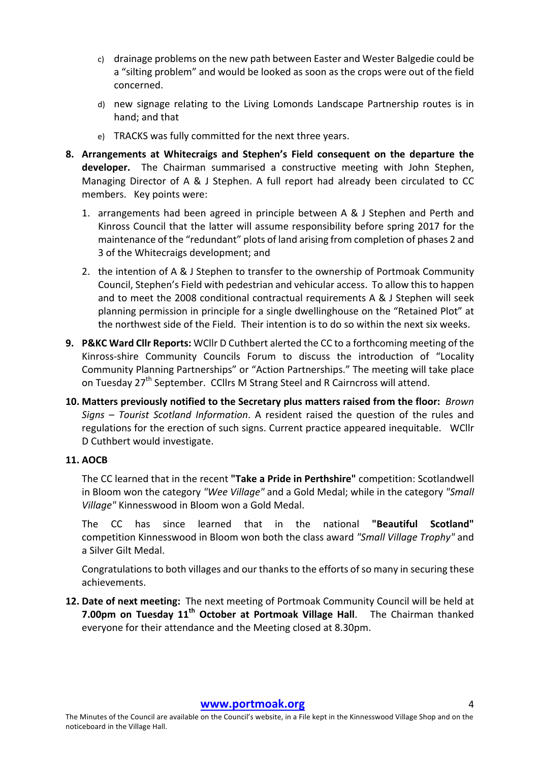c) drainage problems on the new path between Easter and Wester Balgedie could be a "silting problem" and would be looked as soon as the crops were out of the field concerned.

d) new signage relating to the Living Lomonds Landscape Partnership routes is in hand; and that

e) TRACKS was fully committed for the next three years.

**8. Arrangements at Whitecraigs and Stephen's Field consequent on the departure the developer.** The Chairman summarised a constructive meeting with John Stephen, Managing Director of A & J Stephen. A full report had already been circulated to CC members. Key points were:

1. arrangements had been agreed in principle between A & J Stephen and Perth and Kinross Council that the latter will assume responsibility before spring 2017 for the maintenance of the "redundant" plots of land arising from completion of phases 2 and 3 of the Whitecraigs development; and

2. the intention of A & J Stephen to transfer to the ownership of Portmoak Community Council, Stephen's Field with pedestrian and vehicular access. To allow this to happen and to meet the 2008 conditional contractual requirements A & J Stephen will seek planning permission in principle for a single dwellinghouse on the "Retained Plot" at the northwest side of the Field. Their intention is to do so within the next six weeks.

**9. P&KC Ward Cllr Reports:** WCllr D Cuthbert alerted the CC to a forthcoming meeting of the Kinross-shire Community Councils Forum to discuss the introduction of "Locality Community Planning Partnerships" or "Action Partnerships." The meeting will take place on Tuesday 27th September. CCllrs M Strang Steel and R Cairncross will attend.

**10. Matters previously notified to the Secretary plus matters raised from the floor:** *Brown Signs – Tourist Scotland Information*. A resident raised the question of the rules and regulations for the erection of such signs. Current practice appeared inequitable. WCllr D Cuthbert would investigate.

**11. AOCB**

The CC learned that in the recent **"Take a Pride in Perthshire"** competition: Scotlandwell in Bloom won the category *"Wee Village"* and a Gold Medal; while in the category *"Small Village"* Kinnesswood in Bloom won a Gold Medal.

The CC has since learned that in the national **"Beautiful Scotland"** competition Kinnesswood in Bloom won both the class award *"Small Village Trophy"* and a Silver Gilt Medal.

Congratulations to both villages and our thanks to the efforts of so many in securing these achievements.

**12. Date of next meeting:** The next meeting of Portmoak Community Council will be held at **7.00pm on Tuesday 11th October at Portmoak Village Hall**. The Chairman thanked everyone for their attendance and the Meeting closed at 8.30pm.

**www.portmoak.org**

The Minutes of the Council are available on the Council's website, in a File kept in the Kinnesswood Village Shop and on the noticeboard in the Village Hall.